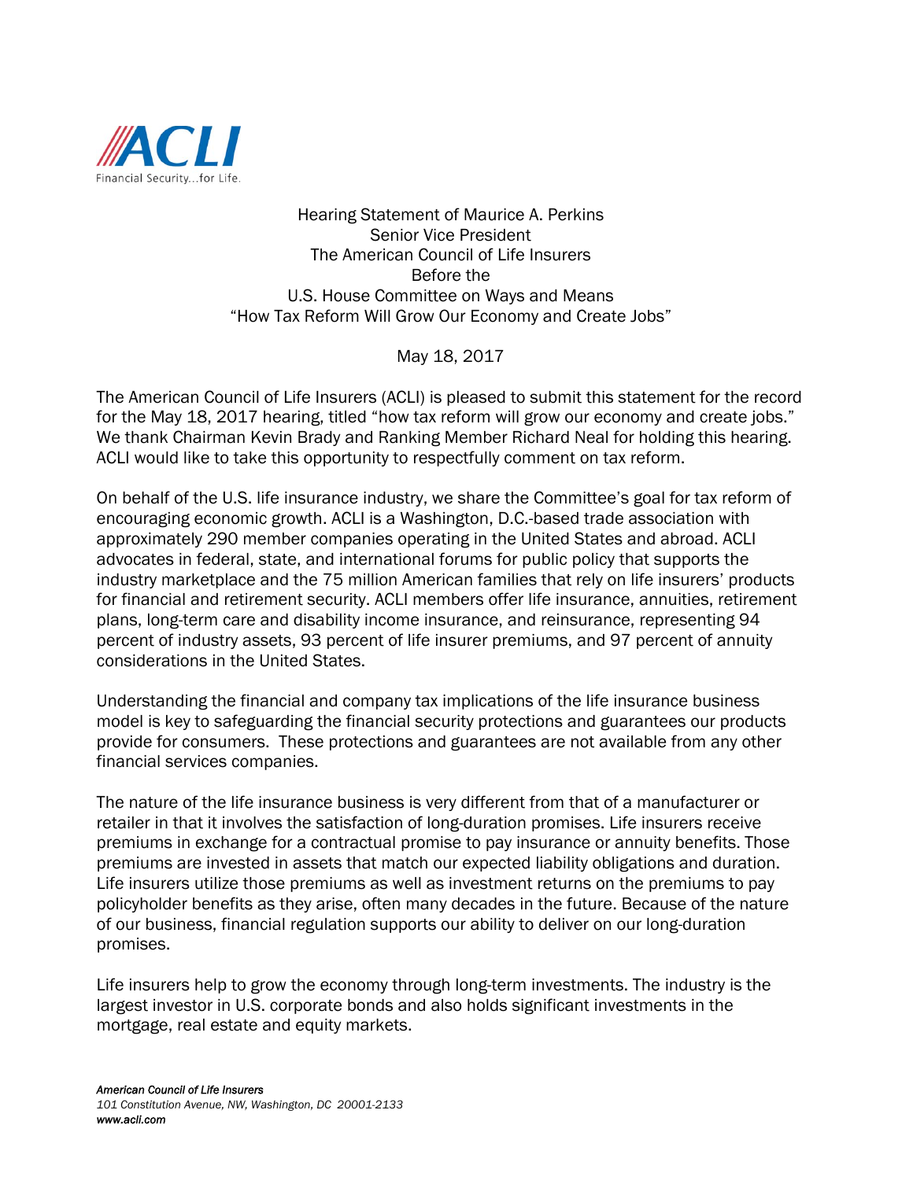Hearing Statement of Maurice A. Perkins
Senior Vice President
The American Council of Life Insurers
Before the
U.S. House Committee on Ways and Means
"How Tax Reform Will Grow Our Economy and Create Jobs"

May 18, 2017

The American Council of Life Insurers (ACLI) is pleased to submit this statement for the record for the May 18, 2017 hearing, titled "how tax reform will grow our economy and create jobs." We thank Chairman Kevin Brady and Ranking Member Richard Neal for holding this hearing. ACLI would like to take this opportunity to respectfully comment on tax reform.

On behalf of the U.S. life insurance industry, we share the Committee's goal for tax reform of encouraging economic growth. ACLI is a Washington, D.C.-based trade association with approximately 290 member companies operating in the United States and abroad. ACLI advocates in federal, state, and international forums for public policy that supports the industry marketplace and the 75 million American families that rely on life insurers' products for financial and retirement security. ACLI members offer life insurance, annuities, retirement plans, long-term care and disability income insurance, and reinsurance, representing 94 percent of industry assets, 93 percent of life insurer premiums, and 97 percent of annuity considerations in the United States.

Understanding the financial and company tax implications of the life insurance business model is key to safeguarding the financial security protections and guarantees our products provide for consumers. These protections and guarantees are not available from any other financial services companies.

The nature of the life insurance business is very different from that of a manufacturer or retailer in that it involves the satisfaction of long-duration promises. Life insurers receive premiums in exchange for a contractual promise to pay insurance or annuity benefits. Those premiums are invested in assets that match our expected liability obligations and duration. Life insurers utilize those premiums as well as investment returns on the premiums to pay policyholder benefits as they arise, often many decades in the future. Because of the nature of our business, financial regulation supports our ability to deliver on our long-duration promises.

Life insurers help to grow the economy through long-term investments. The industry is the largest investor in U.S. corporate bonds and also holds significant investments in the mortgage, real estate and equity markets.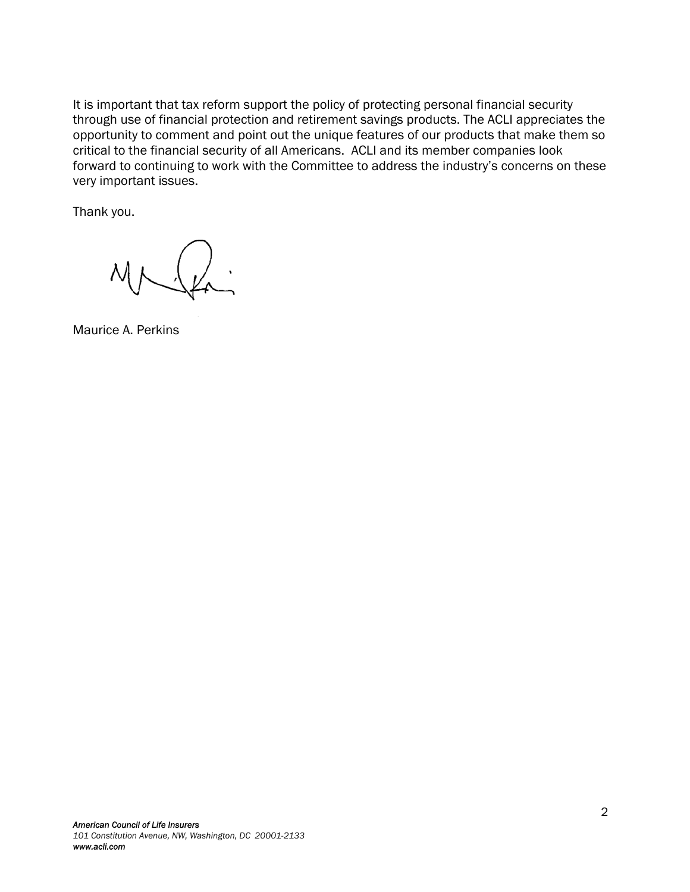It is important that tax reform support the policy of protecting personal financial security through use of financial protection and retirement savings products. The ACLI appreciates the opportunity to comment and point out the unique features of our products that make them so critical to the financial security of all Americans.  ACLI and its member companies look forward to continuing to work with the Committee to address the industry's concerns on these very important issues.

Thank you.

Maurice A. Perkins

*American Council of Life Insurers*
*101 Constitution Avenue, NW, Washington, DC 20001-2133*
***www.acli.com***